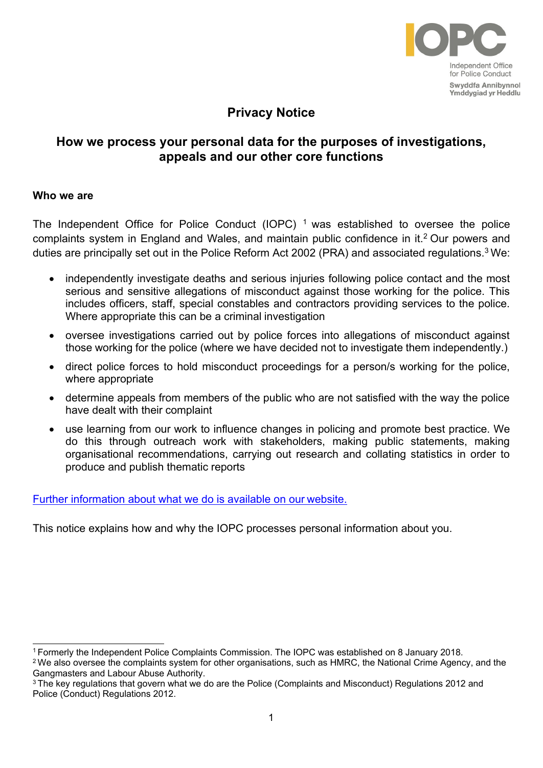# Privacy Notice

## How we process your personal data for the purposes of investigations, appeals and our other core functions

### Who we are

The Independent Office for Police Conduct (IOPC) [1] was established to oversee the police complaints system in England and Wales, and maintain public confidence in it.[2] Our powers and duties are principally set out in the Police Reform Act 2002 (PRA) and associated regulations.[3] We:

- independently investigate deaths and serious injuries following police contact and the most serious and sensitive allegations of misconduct against those working for the police. This includes officers, staff, special constables and contractors providing services to the police. Where appropriate this can be a criminal investigation
- oversee investigations carried out by police forces into allegations of misconduct against those working for the police (where we have decided not to investigate them independently.)
- direct police forces to hold misconduct proceedings for a person/s working for the police, where appropriate
- determine appeals from members of the public who are not satisfied with the way the police have dealt with their complaint
- use learning from our work to influence changes in policing and promote best practice. We do this through outreach work with stakeholders, making public statements, making organisational recommendations, carrying out research and collating statistics in order to produce and publish thematic reports

Further information about what we do is available on our website.

This notice explains how and why the IOPC processes personal information about you.

---

[1] Formerly the Independent Police Complaints Commission. The IOPC was established on 8 January 2018.

[2] We also oversee the complaints system for other organisations, such as HMRC, the National Crime Agency, and the Gangmasters and Labour Abuse Authority.

[3] The key regulations that govern what we do are the Police (Complaints and Misconduct) Regulations 2012 and Police (Conduct) Regulations 2012.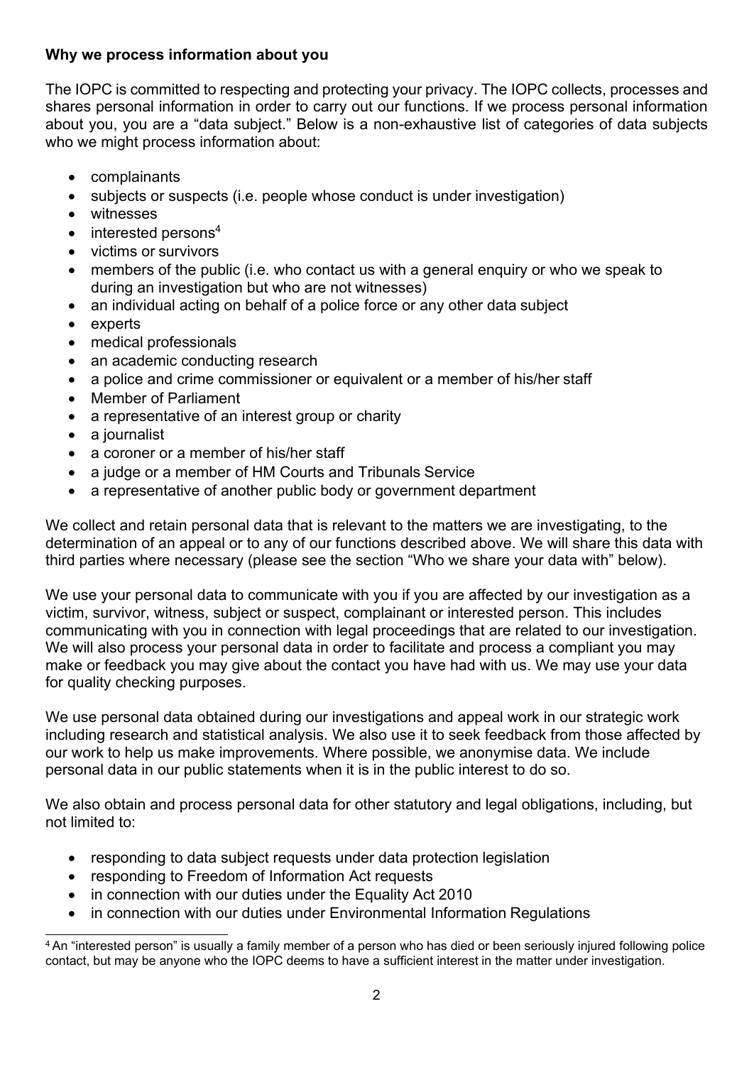**Why we process information about you**

The IOPC is committed to respecting and protecting your privacy. The IOPC collects, processes and shares personal information in order to carry out our functions. If we process personal information about you, you are a "data subject." Below is a non-exhaustive list of categories of data subjects who we might process information about:

- complainants
- subjects or suspects (i.e. people whose conduct is under investigation)
- witnesses
- interested persons[4]
- victims or survivors
- members of the public (i.e. who contact us with a general enquiry or who we speak to during an investigation but who are not witnesses)
- an individual acting on behalf of a police force or any other data subject
- experts
- medical professionals
- an academic conducting research
- a police and crime commissioner or equivalent or a member of his/her staff
- Member of Parliament
- a representative of an interest group or charity
- a journalist
- a coroner or a member of his/her staff
- a judge or a member of HM Courts and Tribunals Service
- a representative of another public body or government department

We collect and retain personal data that is relevant to the matters we are investigating, to the determination of an appeal or to any of our functions described above. We will share this data with third parties where necessary (please see the section "Who we share your data with" below).

We use your personal data to communicate with you if you are affected by our investigation as a victim, survivor, witness, subject or suspect, complainant or interested person. This includes communicating with you in connection with legal proceedings that are related to our investigation. We will also process your personal data in order to facilitate and process a compliant you may make or feedback you may give about the contact you have had with us. We may use your data for quality checking purposes.

We use personal data obtained during our investigations and appeal work in our strategic work including research and statistical analysis. We also use it to seek feedback from those affected by our work to help us make improvements. Where possible, we anonymise data. We include personal data in our public statements when it is in the public interest to do so.

We also obtain and process personal data for other statutory and legal obligations, including, but not limited to:

- responding to data subject requests under data protection legislation
- responding to Freedom of Information Act requests
- in connection with our duties under the Equality Act 2010
- in connection with our duties under Environmental Information Regulations

---

[4] An "interested person" is usually a family member of a person who has died or been seriously injured following police contact, but may be anyone who the IOPC deems to have a sufficient interest in the matter under investigation.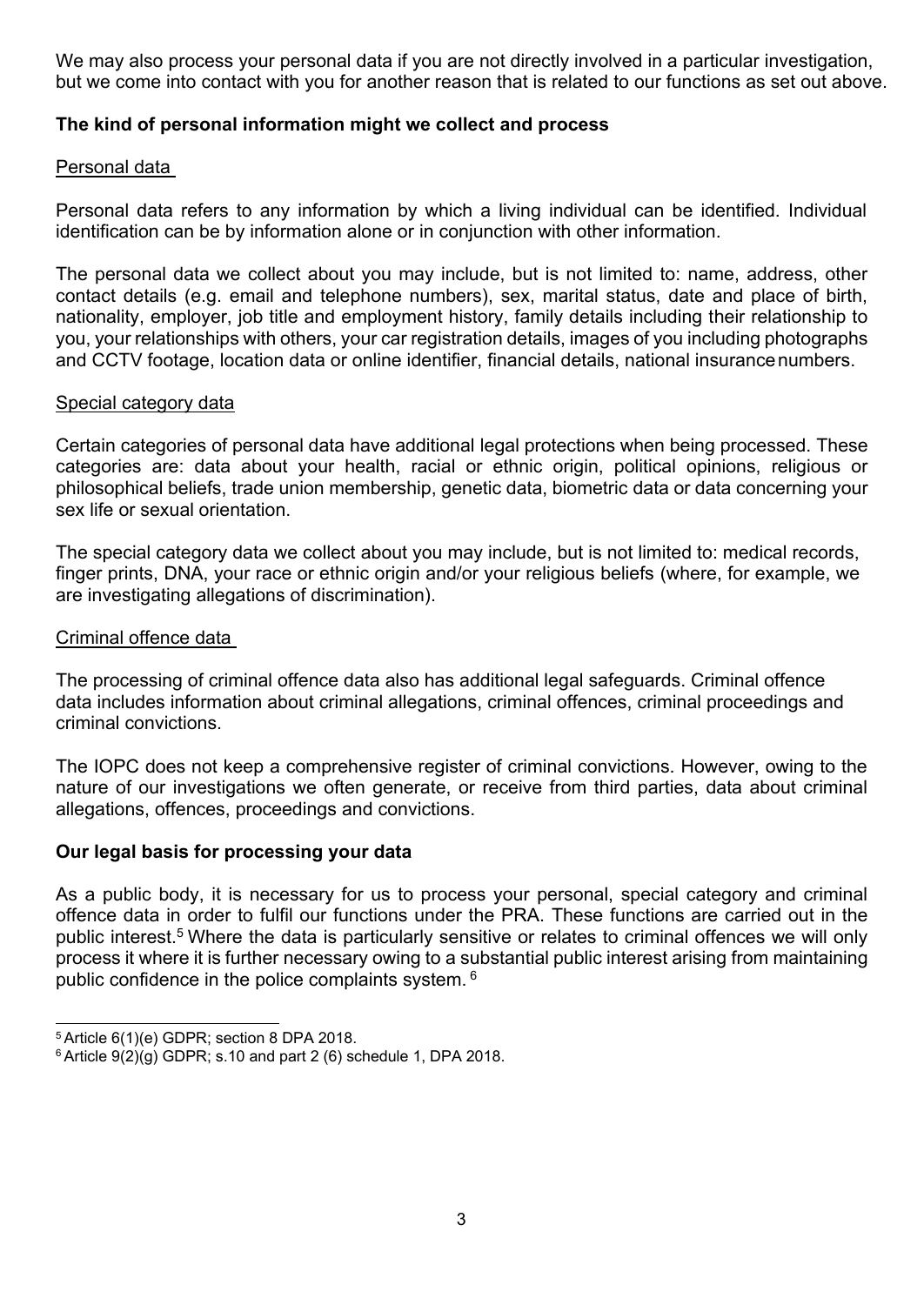We may also process your personal data if you are not directly involved in a particular investigation, but we come into contact with you for another reason that is related to our functions as set out above.

**The kind of personal information might we collect and process**

Personal data

Personal data refers to any information by which a living individual can be identified. Individual identification can be by information alone or in conjunction with other information.

The personal data we collect about you may include, but is not limited to: name, address, other contact details (e.g. email and telephone numbers), sex, marital status, date and place of birth, nationality, employer, job title and employment history, family details including their relationship to you, your relationships with others, your car registration details, images of you including photographs and CCTV footage, location data or online identifier, financial details, national insurance numbers.

Special category data

Certain categories of personal data have additional legal protections when being processed. These categories are: data about your health, racial or ethnic origin, political opinions, religious or philosophical beliefs, trade union membership, genetic data, biometric data or data concerning your sex life or sexual orientation.

The special category data we collect about you may include, but is not limited to: medical records, finger prints, DNA, your race or ethnic origin and/or your religious beliefs (where, for example, we are investigating allegations of discrimination).

Criminal offence data

The processing of criminal offence data also has additional legal safeguards. Criminal offence data includes information about criminal allegations, criminal offences, criminal proceedings and criminal convictions.

The IOPC does not keep a comprehensive register of criminal convictions. However, owing to the nature of our investigations we often generate, or receive from third parties, data about criminal allegations, offences, proceedings and convictions.

**Our legal basis for processing your data**

As a public body, it is necessary for us to process your personal, special category and criminal offence data in order to fulfil our functions under the PRA. These functions are carried out in the public interest.[5] Where the data is particularly sensitive or relates to criminal offences we will only process it where it is further necessary owing to a substantial public interest arising from maintaining public confidence in the police complaints system.[6]

---

[5] Article 6(1)(e) GDPR; section 8 DPA 2018.

[6] Article 9(2)(g) GDPR; s.10 and part 2 (6) schedule 1, DPA 2018.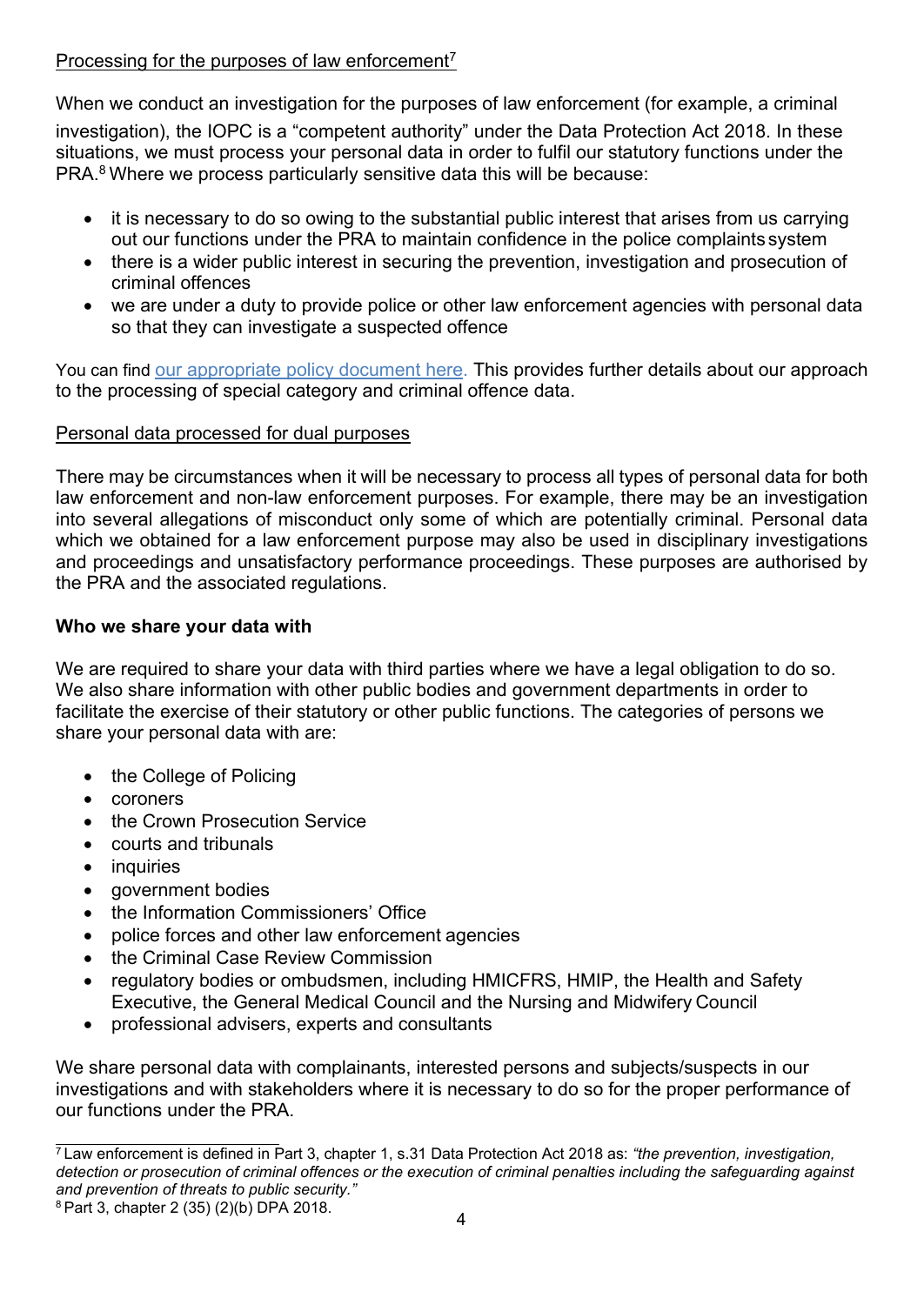Processing for the purposes of law enforcement[7]

When we conduct an investigation for the purposes of law enforcement (for example, a criminal investigation), the IOPC is a "competent authority" under the Data Protection Act 2018. In these situations, we must process your personal data in order to fulfil our statutory functions under the PRA.[8] Where we process particularly sensitive data this will be because:

- it is necessary to do so owing to the substantial public interest that arises from us carrying out our functions under the PRA to maintain confidence in the police complaints system
- there is a wider public interest in securing the prevention, investigation and prosecution of criminal offences
- we are under a duty to provide police or other law enforcement agencies with personal data so that they can investigate a suspected offence

You can find [our appropriate policy document here.]() This provides further details about our approach to the processing of special category and criminal offence data.

Personal data processed for dual purposes

There may be circumstances when it will be necessary to process all types of personal data for both law enforcement and non-law enforcement purposes. For example, there may be an investigation into several allegations of misconduct only some of which are potentially criminal. Personal data which we obtained for a law enforcement purpose may also be used in disciplinary investigations and proceedings and unsatisfactory performance proceedings. These purposes are authorised by the PRA and the associated regulations.

**Who we share your data with**

We are required to share your data with third parties where we have a legal obligation to do so. We also share information with other public bodies and government departments in order to facilitate the exercise of their statutory or other public functions. The categories of persons we share your personal data with are:

- the College of Policing
- coroners
- the Crown Prosecution Service
- courts and tribunals
- inquiries
- government bodies
- the Information Commissioners' Office
- police forces and other law enforcement agencies
- the Criminal Case Review Commission
- regulatory bodies or ombudsmen, including HMICFRS, HMIP, the Health and Safety Executive, the General Medical Council and the Nursing and Midwifery Council
- professional advisers, experts and consultants

We share personal data with complainants, interested persons and subjects/suspects in our investigations and with stakeholders where it is necessary to do so for the proper performance of our functions under the PRA.

---

[7] Law enforcement is defined in Part 3, chapter 1, s.31 Data Protection Act 2018 as: *"the prevention, investigation, detection or prosecution of criminal offences or the execution of criminal penalties including the safeguarding against and prevention of threats to public security."*

[8] Part 3, chapter 2 (35) (2)(b) DPA 2018.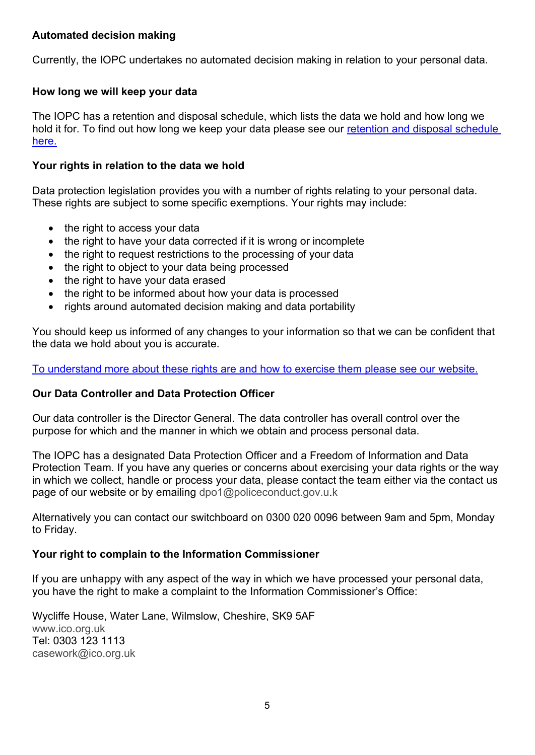**Automated decision making**

Currently, the IOPC undertakes no automated decision making in relation to your personal data.

**How long we will keep your data**

The IOPC has a retention and disposal schedule, which lists the data we hold and how long we hold it for. To find out how long we keep your data please see our retention and disposal schedule here.

**Your rights in relation to the data we hold**

Data protection legislation provides you with a number of rights relating to your personal data. These rights are subject to some specific exemptions. Your rights may include:

- the right to access your data
- the right to have your data corrected if it is wrong or incomplete
- the right to request restrictions to the processing of your data
- the right to object to your data being processed
- the right to have your data erased
- the right to be informed about how your data is processed
- rights around automated decision making and data portability

You should keep us informed of any changes to your information so that we can be confident that the data we hold about you is accurate.

To understand more about these rights are and how to exercise them please see our website.

**Our Data Controller and Data Protection Officer**

Our data controller is the Director General. The data controller has overall control over the purpose for which and the manner in which we obtain and process personal data.

The IOPC has a designated Data Protection Officer and a Freedom of Information and Data Protection Team. If you have any queries or concerns about exercising your data rights or the way in which we collect, handle or process your data, please contact the team either via the contact us page of our website or by emailing dpo1@policeconduct.gov.u.k

Alternatively you can contact our switchboard on 0300 020 0096 between 9am and 5pm, Monday to Friday.

**Your right to complain to the Information Commissioner**

If you are unhappy with any aspect of the way in which we have processed your personal data, you have the right to make a complaint to the Information Commissioner's Office:

Wycliffe House, Water Lane, Wilmslow, Cheshire, SK9 5AF
www.ico.org.uk
Tel: 0303 123 1113
casework@ico.org.uk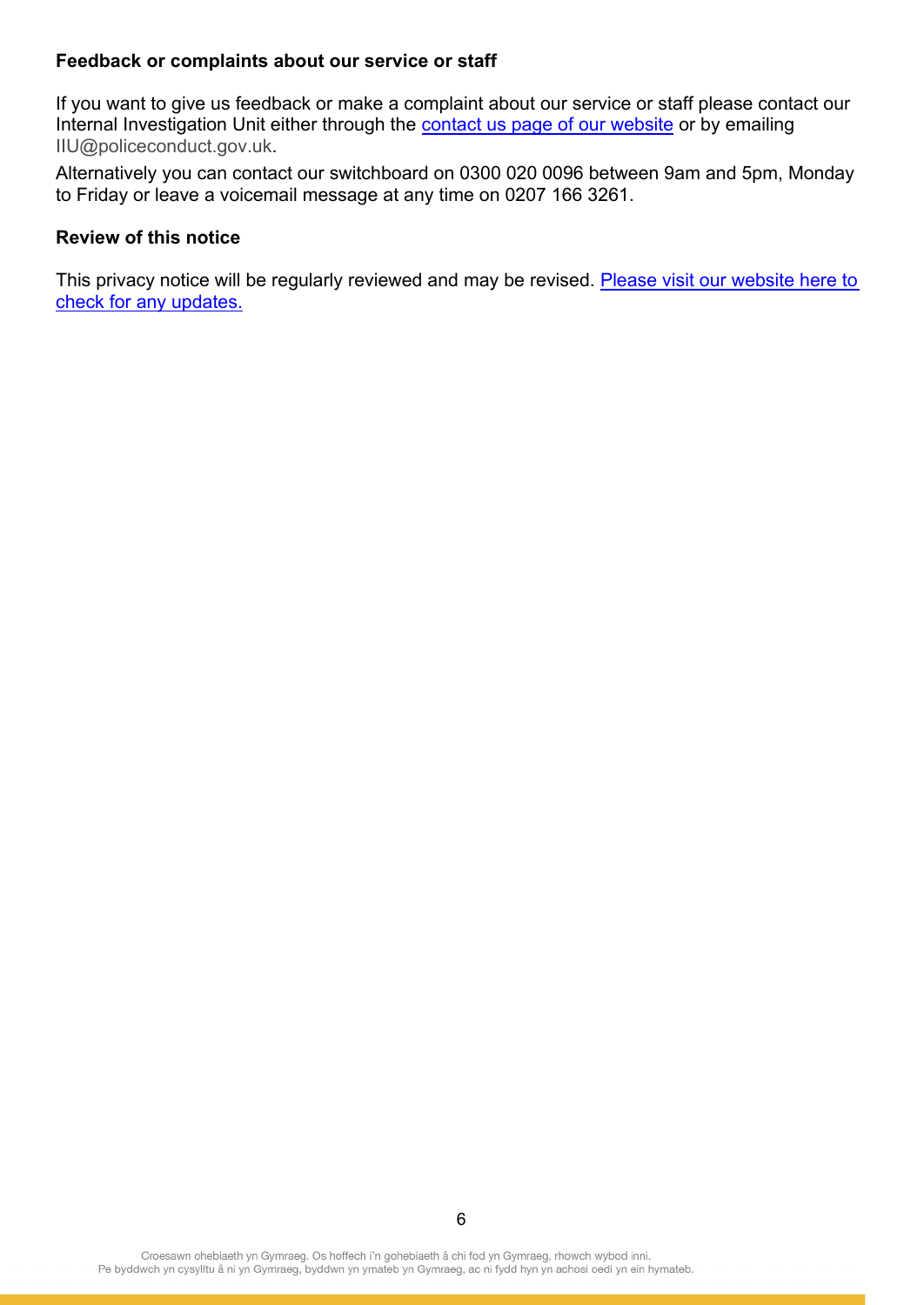### Feedback or complaints about our service or staff

If you want to give us feedback or make a complaint about our service or staff please contact our Internal Investigation Unit either through the contact us page of our website or by emailing IIU@policeconduct.gov.uk.

Alternatively you can contact our switchboard on 0300 020 0096 between 9am and 5pm, Monday to Friday or leave a voicemail message at any time on 0207 166 3261.

### Review of this notice

This privacy notice will be regularly reviewed and may be revised. Please visit our website here to check for any updates.

Croesawn ohebiaeth yn Gymraeg. Os hoffech i'n gohebiaeth â chi fod yn Gymraeg, rhowch wybod inni.
Pe byddwch yn cysylltu â ni yn Gymraeg, byddwn yn ymateb yn Gymraeg, ac ni fydd hyn yn achosi oedi yn ein hymateb.